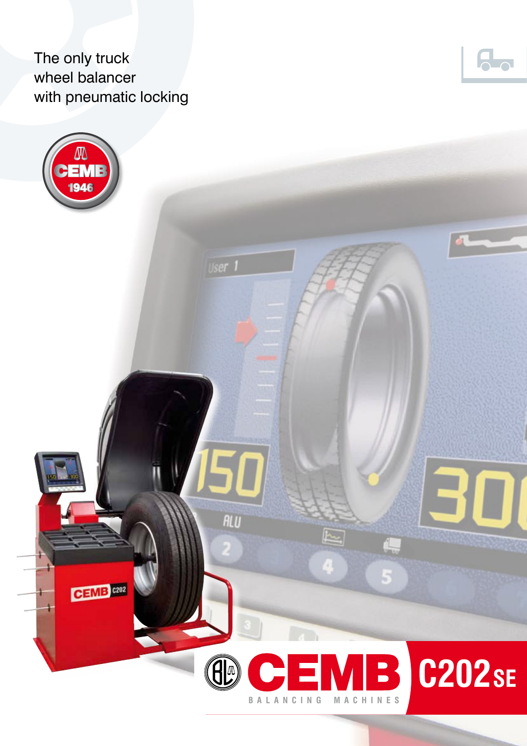The only truck wheel balancer with pneumatic locking

# CEMB C202SE

BALANCING MACHINES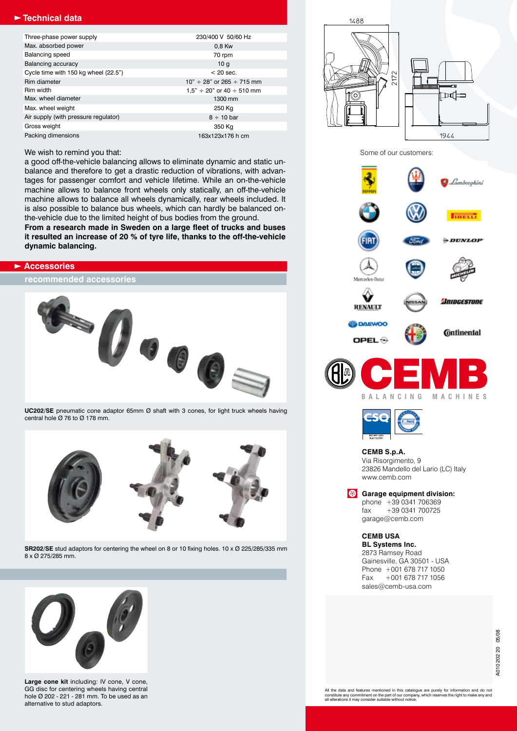## ► Technical data

| | |
|---|---|
| Three-phase power supply | 230/400 V 50/60 Hz |
| Max. absorbed power | 0,8 Kw |
| Balancing speed | 70 rpm |
| Balancing accuracy | 10 g |
| Cycle time with 150 kg wheel (22.5") | < 20 sec. |
| Rim diameter | 10" ÷ 28" or 265 ÷ 715 mm |
| Rim width | 1,5" ÷ 20" or 40 ÷ 510 mm |
| Max. wheel diameter | 1300 mm |
| Max. wheel weight | 250 Kg |
| Air supply (with pressure regulator) | 8 ÷ 10 bar |
| Gross weight | 350 Kg |
| Packing dimensions | 163x123x176 h cm |

We wish to remind you that:

a good off-the-vehicle balancing allows to eliminate dynamic and static unbalance and therefore to get a drastic reduction of vibrations, with advantages for passenger comfort and vehicle lifetime. While an on-the-vehicle machine allows to balance front wheels only statically, an off-the-vehicle machine allows to balance all wheels dynamically, rear wheels included. It is also possible to balance bus wheels, which can hardly be balanced on-the-vehicle due to the limited height of bus bodies from the ground.

**From a research made in Sweden on a large fleet of trucks and buses it resulted an increase of 20 % of tyre life, thanks to the off-the-vehicle dynamic balancing.**

## ► Accessories

### recommended accessories

**UC202/SE** pneumatic cone adaptor 65mm Ø shaft with 3 cones, for light truck wheels having central hole Ø 76 to Ø 178 mm.

**SR202/SE** stud adaptors for centering the wheel on 8 or 10 fixing holes. 10 x Ø 225/285/335 mm 8 x Ø 275/285 mm.

**Large cone kit** including: IV cone, V cone, GG disc for centering wheels having central hole Ø 202 - 221 - 281 mm. To be used as an alternative to stud adaptors.

1488

2172

1944

Some of our customers:

CEMB

BALANCING MACHINES

**CEMB S.p.A.**
Via Risorgimento, 9
23826 Mandello del Lario (LC) Italy
www.cemb.com

**Garage equipment division:**
phone +39 0341 706369
fax +39 0341 700725
garage@cemb.com

**CEMB USA**
**BL Systems Inc.**
2873 Ramsey Road
Gainesville, GA 30501 - USA
Phone +001 678 717 1050
Fax +001 678 717 1056
sales@cemb-usa.com

A010 202 20 05/08

All the data and features mentioned in this catalogue are purely for information and do not constitute any commitment on the part of our company, which reserves the right to make any and all alterations it may consider suitable without notice.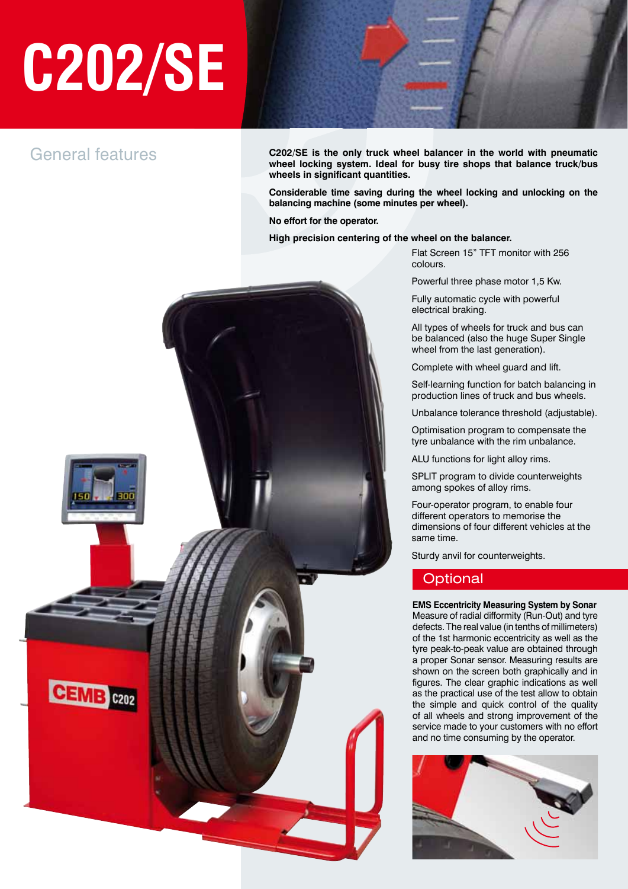# C202/SE

## General features

**C202/SE is the only truck wheel balancer in the world with pneumatic wheel locking system. Ideal for busy tire shops that balance truck/bus wheels in significant quantities.**

**Considerable time saving during the wheel locking and unlocking on the balancing machine (some minutes per wheel).**

**No effort for the operator.**

**High precision centering of the wheel on the balancer.**

Flat Screen 15” TFT monitor with 256 colours.

Powerful three phase motor 1,5 Kw.

Fully automatic cycle with powerful electrical braking.

All types of wheels for truck and bus can be balanced (also the huge Super Single wheel from the last generation).

Complete with wheel guard and lift.

Self-learning function for batch balancing in production lines of truck and bus wheels.

Unbalance tolerance threshold (adjustable).

Optimisation program to compensate the tyre unbalance with the rim unbalance.

ALU functions for light alloy rims.

SPLIT program to divide counterweights among spokes of alloy rims.

Four-operator program, to enable four different operators to memorise the dimensions of four different vehicles at the same time.

Sturdy anvil for counterweights.

## Optional

**EMS Eccentricity Measuring System by Sonar**
Measure of radial difformity (Run-Out) and tyre defects. The real value (in tenths of millimeters) of the 1st harmonic eccentricity as well as the tyre peak-to-peak value are obtained through a proper Sonar sensor. Measuring results are shown on the screen both graphically and in figures. The clear graphic indications as well as the practical use of the test allow to obtain the simple and quick control of the quality of all wheels and strong improvement of the service made to your customers with no effort and no time consuming by the operator.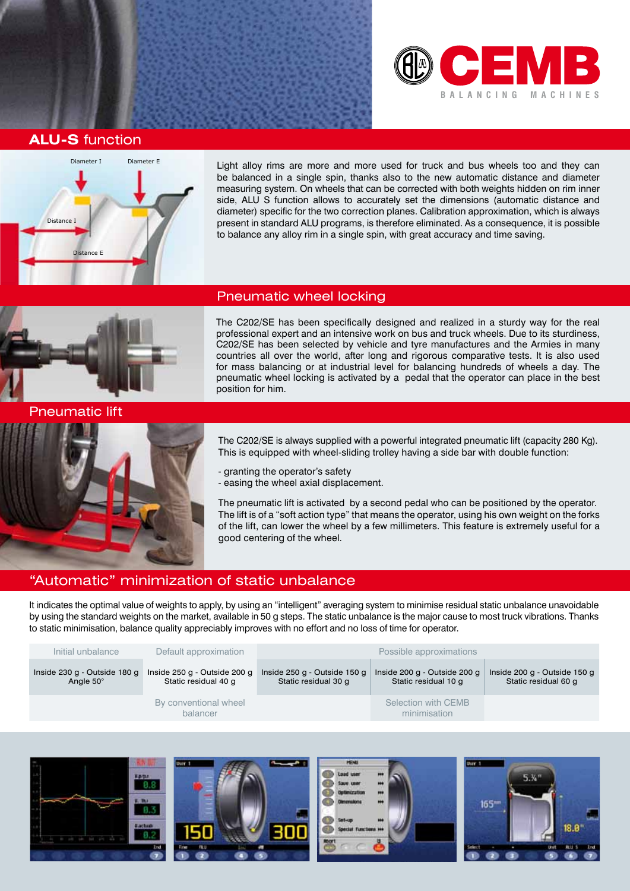# CEMB

BALANCING MACHINES

## ALU-S function

Diameter I

Diameter E

Distance I

Distance E

Light alloy rims are more and more used for truck and bus wheels too and they can be balanced in a single spin, thanks also to the new automatic distance and diameter measuring system. On wheels that can be corrected with both weights hidden on rim inner side, ALU S function allows to accurately set the dimensions (automatic distance and diameter) specific for the two correction planes. Calibration approximation, which is always present in standard ALU programs, is therefore eliminated. As a consequence, it is possible to balance any alloy rim in a single spin, with great accuracy and time saving.

## Pneumatic wheel locking

The C202/SE has been specifically designed and realized in a sturdy way for the real professional expert and an intensive work on bus and truck wheels. Due to its sturdiness, C202/SE has been selected by vehicle and tyre manufactures and the Armies in many countries all over the world, after long and rigorous comparative tests. It is also used for mass balancing or at industrial level for balancing hundreds of wheels a day. The pneumatic wheel locking is activated by a pedal that the operator can place in the best position for him.

## Pneumatic lift

The C202/SE is always supplied with a powerful integrated pneumatic lift (capacity 280 Kg). This is equipped with wheel-sliding trolley having a side bar with double function:

- granting the operator's safety
- easing the wheel axial displacement.

The pneumatic lift is activated by a second pedal who can be positioned by the operator. The lift is of a "soft action type" that means the operator, using his own weight on the forks of the lift, can lower the wheel by a few millimeters. This feature is extremely useful for a good centering of the wheel.

## "Automatic" minimization of static unbalance

It indicates the optimal value of weights to apply, by using an "intelligent" averaging system to minimise residual static unbalance unavoidable by using the standard weights on the market, available in 50 g steps. The static unbalance is the major cause to most truck vibrations. Thanks to static minimisation, balance quality appreciably improves with no effort and no loss of time for operator.

| Initial unbalance | Default approximation | Possible approximations | | |
|---|---|---|---|---|
| Inside 230 g - Outside 180 g Angle 50° | Inside 250 g - Outside 200 g Static residual 40 g | Inside 250 g - Outside 150 g Static residual 30 g | Inside 200 g - Outside 200 g Static residual 10 g | Inside 200 g - Outside 150 g Static residual 60 g |
| | By conventional wheel balancer | | Selection with CEMB minimisation | |